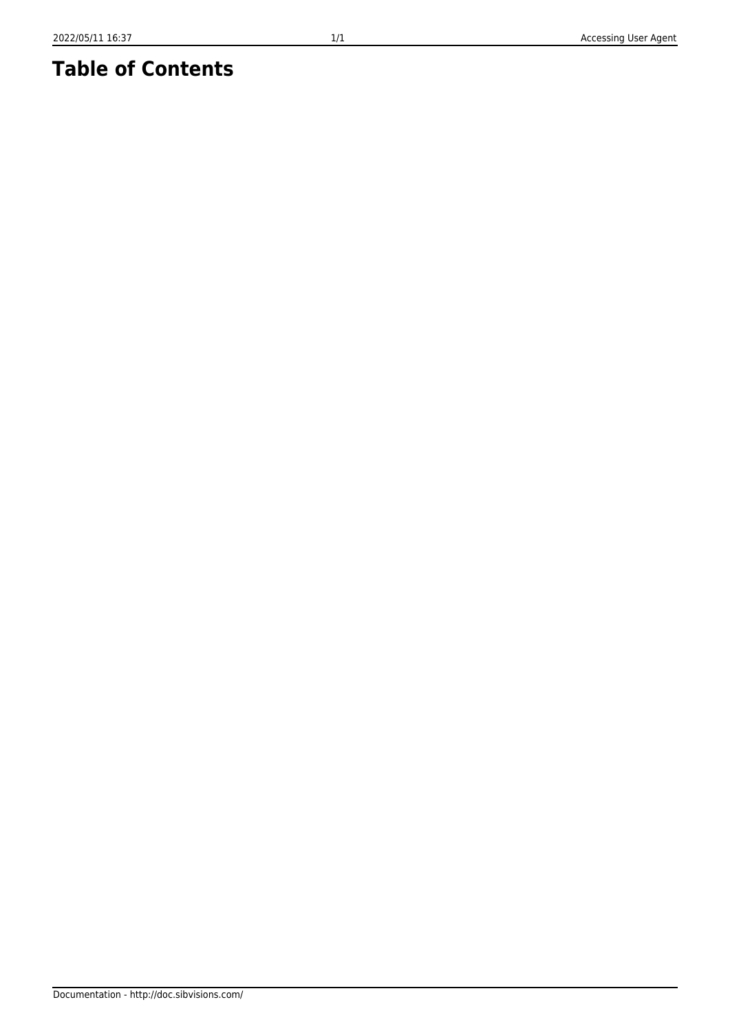# Table of Contents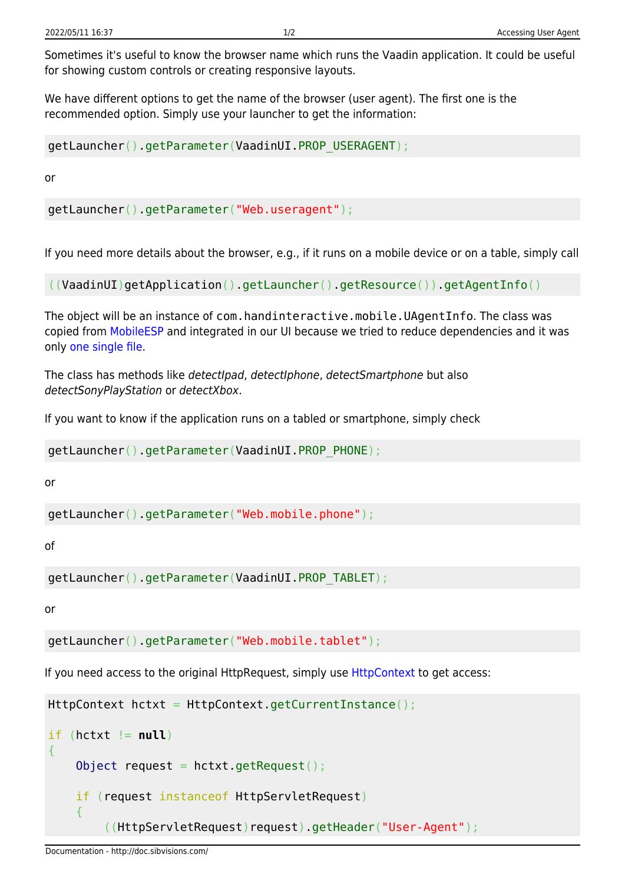Sometimes it's useful to know the browser name which runs the Vaadin application. It could be useful for showing custom controls or creating responsive layouts.

We have different options to get the name of the browser (user agent). The first one is the recommended option. Simply use your launcher to get the information:

```
getLauncher().getParameter(VaadinUI.PROP_USERAGENT);
```

or

```
getLauncher().getParameter("Web.useragent");
```

If you need more details about the browser, e.g., if it runs on a mobile device or on a table, simply call

```
((VaadinUI)getApplication().getLauncher().getResource()).getAgentInfo()
```

The object will be an instance of `com.handinteractive.mobile.UAgentInfo`. The class was copied from MobileESP and integrated in our UI because we tried to reduce dependencies and it was only one single file.

The class has methods like *detectIpad*, *detectIphone*, *detectSmartphone* but also *detectSonyPlayStation* or *detectXbox*.

If you want to know if the application runs on a tabled or smartphone, simply check

```
getLauncher().getParameter(VaadinUI.PROP_PHONE);
```

or

```
getLauncher().getParameter("Web.mobile.phone");
```

of

```
getLauncher().getParameter(VaadinUI.PROP_TABLET);
```

or

```
getLauncher().getParameter("Web.mobile.tablet");
```

If you need access to the original HttpRequest, simply use HttpContext to get access:

```
HttpContext hctxt = HttpContext.getCurrentInstance();

if (hctxt != null)
{
    Object request = hctxt.getRequest();

    if (request instanceof HttpServletRequest)
    {
        ((HttpServletRequest)request).getHeader("User-Agent");
```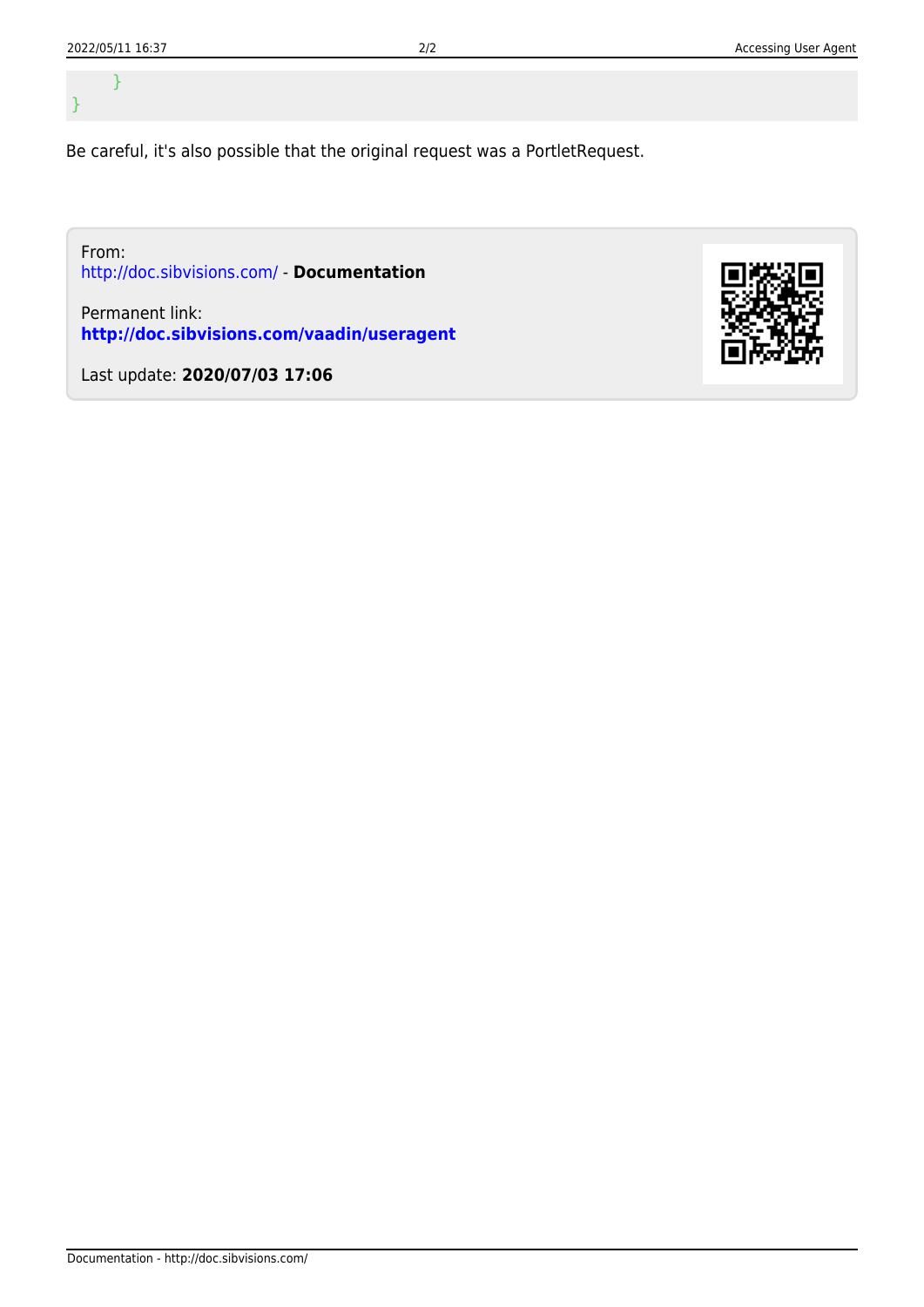```
    }
}
```

Be careful, it's also possible that the original request was a PortletRequest.

From:
http://doc.sibvisions.com/ - **Documentation**

Permanent link:
**http://doc.sibvisions.com/vaadin/useragent**

Last update: **2020/07/03 17:06**